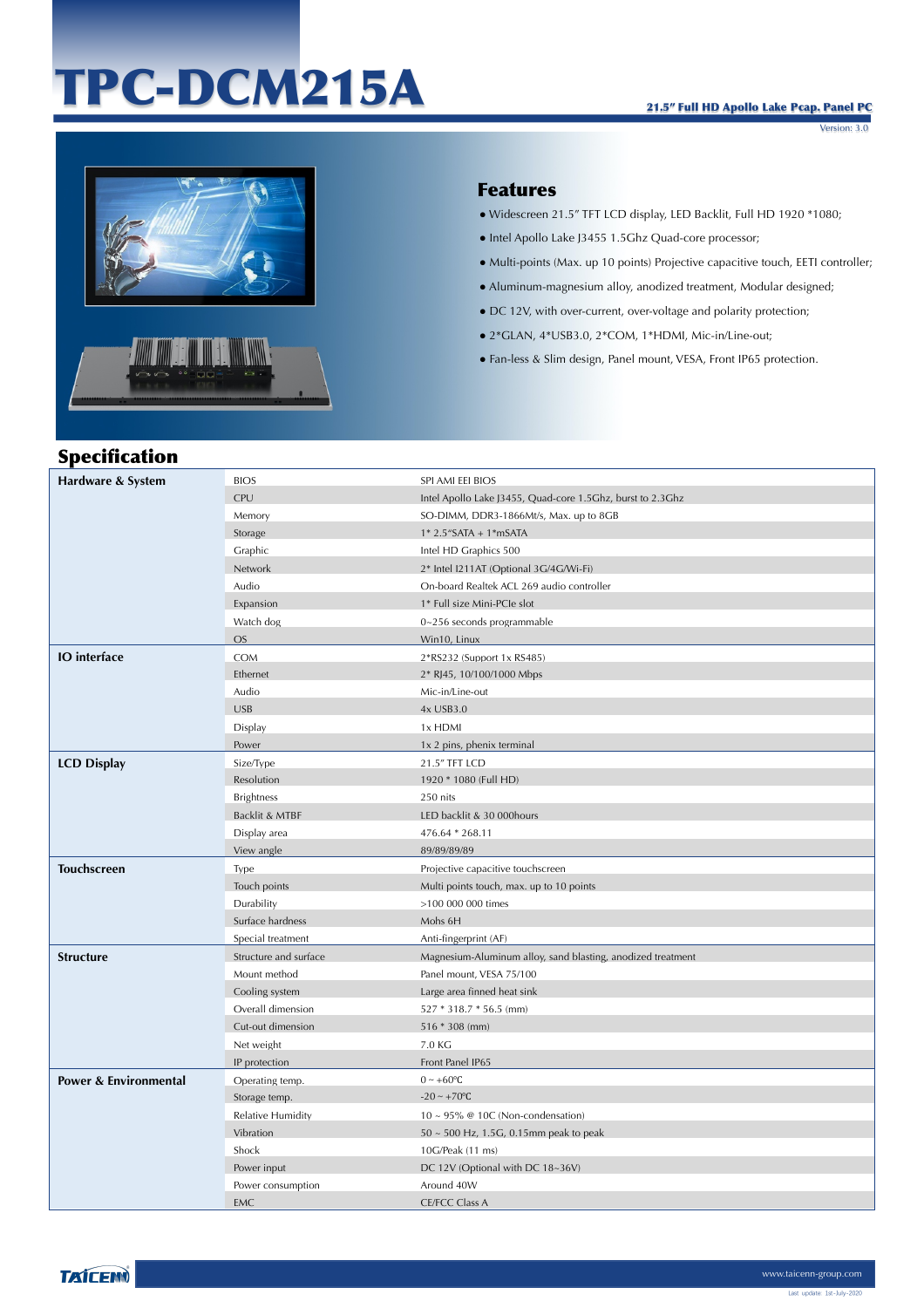# TPC-DCM215A

**21.5" Full HD Apollo Lake Pcap. Panel PC**

Version: 3.0

## Features

- Widescreen 21.5" TFT LCD display, LED Backlit, Full HD 1920 *1080;
- Intel Apollo Lake J3455 1.5Ghz Quad-core processor;
- Multi-points (Max. up 10 points) Projective capacitive touch, EETI controller;
- Aluminum-magnesium alloy, anodized treatment, Modular designed;
- DC 12V, with over-current, over-voltage and polarity protection;
- 2*GLAN, 4*USB3.0, 2*COM, 1*HDMI, Mic-in/Line-out;
- Fan-less & Slim design, Panel mount, VESA, Front IP65 protection.

## Specification

| Category | Item | Specification |
|---|---|---|
| **Hardware & System** | BIOS | SPI AMI EEI BIOS |
| | CPU | Intel Apollo Lake J3455, Quad-core 1.5Ghz, burst to 2.3Ghz |
| | Memory | SO-DIMM, DDR3-1866Mt/s, Max. up to 8GB |
| | Storage | 1* 2.5"SATA + 1*mSATA |
| | Graphic | Intel HD Graphics 500 |
| | Network | 2* Intel I211AT (Optional 3G/4G/Wi-Fi) |
| | Audio | On-board Realtek ACL 269 audio controller |
| | Expansion | 1* Full size Mini-PCIe slot |
| | Watch dog | 0~256 seconds programmable |
| | OS | Win10, Linux |
| **IO interface** | COM | 2*RS232 (Support 1x RS485) |
| | Ethernet | 2* RJ45, 10/100/1000 Mbps |
| | Audio | Mic-in/Line-out |
| | USB | 4x USB3.0 |
| | Display | 1x HDMI |
| | Power | 1x 2 pins, phenix terminal |
| **LCD Display** | Size/Type | 21.5" TFT LCD |
| | Resolution | 1920 * 1080 (Full HD) |
| | Brightness | 250 nits |
| | Backlit & MTBF | LED backlit & 30 000hours |
| | Display area | 476.64 * 268.11 |
| | View angle | 89/89/89/89 |
| **Touchscreen** | Type | Projective capacitive touchscreen |
| | Touch points | Multi points touch, max. up to 10 points |
| | Durability | >100 000 000 times |
| | Surface hardness | Mohs 6H |
| | Special treatment | Anti-fingerprint (AF) |
| **Structure** | Structure and surface | Magnesium-Aluminum alloy, sand blasting, anodized treatment |
| | Mount method | Panel mount, VESA 75/100 |
| | Cooling system | Large area finned heat sink |
| | Overall dimension | 527 * 318.7 * 56.5 (mm) |
| | Cut-out dimension | 516 * 308 (mm) |
| | Net weight | 7.0 KG |
| | IP protection | Front Panel IP65 |
| **Power & Environmental** | Operating temp. | 0 ~ +60℃ |
| | Storage temp. | -20 ~ +70℃ |
| | Relative Humidity | 10 ~ 95% @ 10C (Non-condensation) |
| | Vibration | 50 ~ 500 Hz, 1.5G, 0.15mm peak to peak |
| | Shock | 10G/Peak (11 ms) |
| | Power input | DC 12V (Optional with DC 18~36V) |
| | Power consumption | Around 40W |
| | EMC | CE/FCC Class A |

www.taicenn-group.com

Last update: 1st-July-2020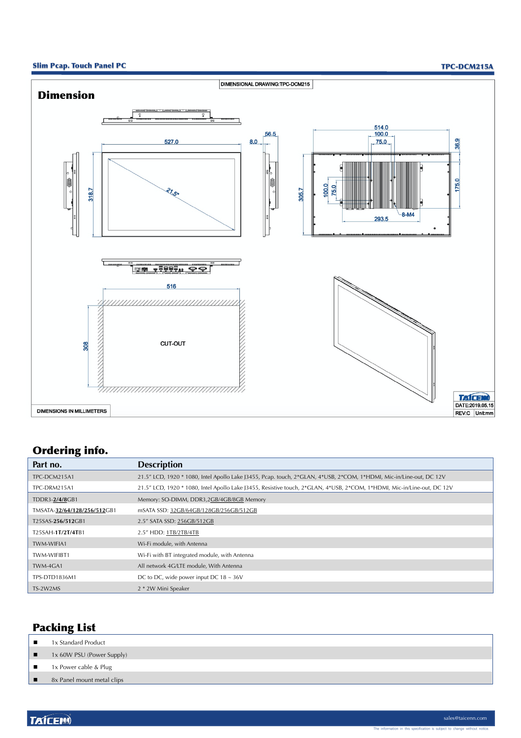## Dimension

DIMENSIONAL DRAWING:TPC-DCM215

527.0
8.0
56.5
514.0
100.0
75.0
36.9
318.7
21.5"
305.7
100.0
75.0
175.0
8-M4
293.5
516
308
CUT-OUT

DIMENSIONS IN MILLIMETERS

DATE:2019.05.15
REV:C Unit:mm

## Ordering info.

| Part no. | Description |
|---|---|
| TPC-DCM215A1 | 21.5" LCD, 1920 * 1080, Intel Apollo Lake J3455, Pcap. touch, 2*GLAN, 4*USB, 2*COM, 1*HDMI, Mic-in/Line-out, DC 12V |
| TPC-DRM215A1 | 21.5" LCD, 1920 * 1080, Intel Apollo Lake J3455, Resistive touch, 2*GLAN, 4*USB, 2*COM, 1*HDMI, Mic-in/Line-out, DC 12V |
| TDDR3-**2/4/8**GB1 | Memory: SO-DIMM, DDR3,2GB/4GB/8GB Memory |
| TMSATA-**32/64/128/256/512**GB1 | mSATA SSD: 32GB/64GB/128GB/256GB/512GB |
| T25SAS-**256/512**GB1 | 2.5" SATA SSD: 256GB/512GB |
| T25SAH-**1T/2T/4T**B1 | 2.5" HDD: 1TB/2TB/4TB |
| TWM-WIFIA1 | Wi-Fi module, with Antenna |
| TWM-WIFIBT1 | Wi-Fi with BT integrated module, with Antenna |
| TWM-4GA1 | All network 4G/LTE module, With Antenna |
| TPS-DTD1836M1 | DC to DC, wide power input DC 18 ~ 36V |
| TS-2W2MS | 2 * 2W Mini Speaker |

## Packing List

- 1x Standard Product
- 1x 60W PSU (Power Supply)
- 1x Power cable & Plug
- 8x Panel mount metal clips